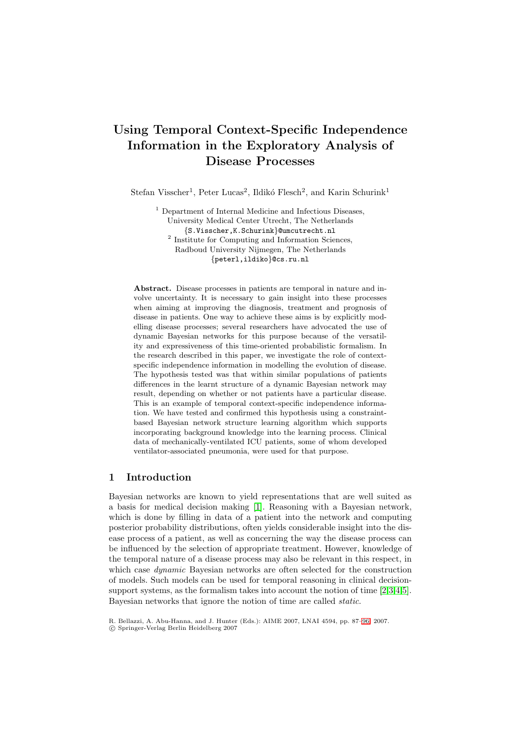# Using Temporal Context-Specific Independence Information in the Exploratory Analysis of Disease Processes

Stefan Visscher[1], Peter Lucas[2], Ildikó Flesch[2], and Karin Schurink[1]

[1] Department of Internal Medicine and Infectious Diseases, University Medical Center Utrecht, The Netherlands
{S.Visscher,K.Schurink}@umcutrecht.nl

[2] Institute for Computing and Information Sciences, Radboud University Nijmegen, The Netherlands
{peterl,ildiko}@cs.ru.nl

**Abstract.** Disease processes in patients are temporal in nature and involve uncertainty. It is necessary to gain insight into these processes when aiming at improving the diagnosis, treatment and prognosis of disease in patients. One way to achieve these aims is by explicitly modelling disease processes; several researchers have advocated the use of dynamic Bayesian networks for this purpose because of the versatility and expressiveness of this time-oriented probabilistic formalism. In the research described in this paper, we investigate the role of context-specific independence information in modelling the evolution of disease. The hypothesis tested was that within similar populations of patients differences in the learnt structure of a dynamic Bayesian network may result, depending on whether or not patients have a particular disease. This is an example of temporal context-specific independence information. We have tested and confirmed this hypothesis using a constraint-based Bayesian network structure learning algorithm which supports incorporating background knowledge into the learning process. Clinical data of mechanically-ventilated ICU patients, some of whom developed ventilator-associated pneumonia, were used for that purpose.

## 1 Introduction

Bayesian networks are known to yield representations that are well suited as a basis for medical decision making [1]. Reasoning with a Bayesian network, which is done by filling in data of a patient into the network and computing posterior probability distributions, often yields considerable insight into the disease process of a patient, as well as concerning the way the disease process can be influenced by the selection of appropriate treatment. However, knowledge of the temporal nature of a disease process may also be relevant in this respect, in which case *dynamic* Bayesian networks are often selected for the construction of models. Such models can be used for temporal reasoning in clinical decision-support systems, as the formalism takes into account the notion of time [2,3,4,5]. Bayesian networks that ignore the notion of time are called *static*.

R. Bellazzi, A. Abu-Hanna, and J. Hunter (Eds.): AIME 2007, LNAI 4594, pp. 87–96, 2007.
© Springer-Verlag Berlin Heidelberg 2007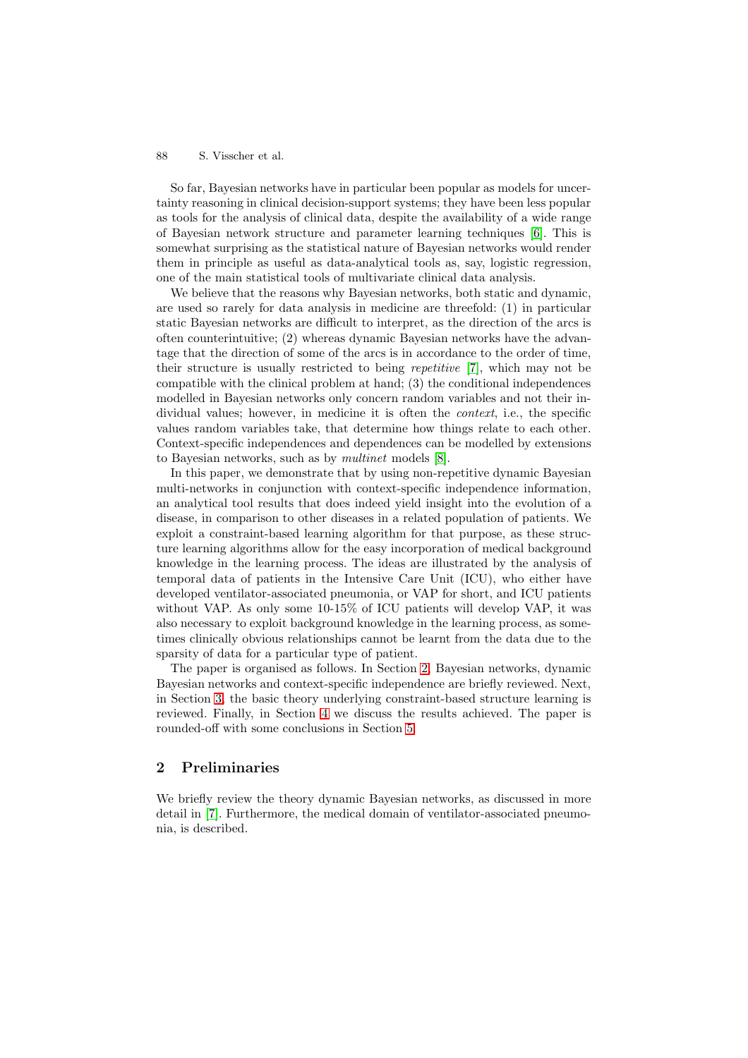So far, Bayesian networks have in particular been popular as models for uncertainty reasoning in clinical decision-support systems; they have been less popular as tools for the analysis of clinical data, despite the availability of a wide range of Bayesian network structure and parameter learning techniques [6]. This is somewhat surprising as the statistical nature of Bayesian networks would render them in principle as useful as data-analytical tools as, say, logistic regression, one of the main statistical tools of multivariate clinical data analysis.

We believe that the reasons why Bayesian networks, both static and dynamic, are used so rarely for data analysis in medicine are threefold: (1) in particular static Bayesian networks are difficult to interpret, as the direction of the arcs is often counterintuitive; (2) whereas dynamic Bayesian networks have the advantage that the direction of some of the arcs is in accordance to the order of time, their structure is usually restricted to being *repetitive* [7], which may not be compatible with the clinical problem at hand; (3) the conditional independences modelled in Bayesian networks only concern random variables and not their individual values; however, in medicine it is often the *context*, i.e., the specific values random variables take, that determine how things relate to each other. Context-specific independences and dependences can be modelled by extensions to Bayesian networks, such as by *multinet* models [8].

In this paper, we demonstrate that by using non-repetitive dynamic Bayesian multi-networks in conjunction with context-specific independence information, an analytical tool results that does indeed yield insight into the evolution of a disease, in comparison to other diseases in a related population of patients. We exploit a constraint-based learning algorithm for that purpose, as these structure learning algorithms allow for the easy incorporation of medical background knowledge in the learning process. The ideas are illustrated by the analysis of temporal data of patients in the Intensive Care Unit (ICU), who either have developed ventilator-associated pneumonia, or VAP for short, and ICU patients without VAP. As only some 10-15% of ICU patients will develop VAP, it was also necessary to exploit background knowledge in the learning process, as sometimes clinically obvious relationships cannot be learnt from the data due to the sparsity of data for a particular type of patient.

The paper is organised as follows. In Section 2, Bayesian networks, dynamic Bayesian networks and context-specific independence are briefly reviewed. Next, in Section 3, the basic theory underlying constraint-based structure learning is reviewed. Finally, in Section 4 we discuss the results achieved. The paper is rounded-off with some conclusions in Section 5.

## 2 Preliminaries

We briefly review the theory dynamic Bayesian networks, as discussed in more detail in [7]. Furthermore, the medical domain of ventilator-associated pneumonia, is described.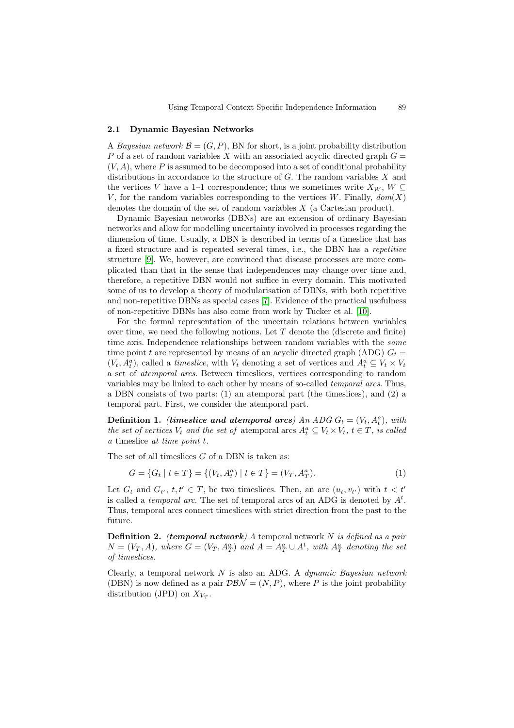### 2.1 Dynamic Bayesian Networks

A *Bayesian network* $\mathcal{B} = (G, P)$, BN for short, is a joint probability distribution $P$ of a set of random variables $X$ with an associated acyclic directed graph $G = (V, A)$, where $P$ is assumed to be decomposed into a set of conditional probability distributions in accordance to the structure of $G$. The random variables $X$ and the vertices $V$ have a 1–1 correspondence; thus we sometimes write $X_W$, $W \subseteq V$, for the random variables corresponding to the vertices $W$. Finally, $dom(X)$ denotes the domain of the set of random variables $X$ (a Cartesian product).

Dynamic Bayesian networks (DBNs) are an extension of ordinary Bayesian networks and allow for modelling uncertainty involved in processes regarding the dimension of time. Usually, a DBN is described in terms of a timeslice that has a fixed structure and is repeated several times, i.e., the DBN has a *repetitive* structure [9]. We, however, are convinced that disease processes are more complicated than that in the sense that independences may change over time and, therefore, a repetitive DBN would not suffice in every domain. This motivated some of us to develop a theory of modularisation of DBNs, with both repetitive and non-repetitive DBNs as special cases [7]. Evidence of the practical usefulness of non-repetitive DBNs has also come from work by Tucker et al. [10].

For the formal representation of the uncertain relations between variables over time, we need the following notions. Let $T$ denote the (discrete and finite) time axis. Independence relationships between random variables with the *same* time point $t$ are represented by means of an acyclic directed graph (ADG) $G_t = (V_t, A_t^a)$, called a *timeslice*, with $V_t$ denoting a set of vertices and $A_t^a \subseteq V_t \times V_t$ a set of *atemporal arcs*. Between timeslices, vertices corresponding to random variables may be linked to each other by means of so-called *temporal arcs*. Thus, a DBN consists of two parts: (1) an atemporal part (the timeslices), and (2) a temporal part. First, we consider the atemporal part.

**Definition 1.** ***(timeslice and atemporal arcs)*** *An ADG $G_t = (V_t, A_t^a)$, with the set of vertices $V_t$ and the set of* atemporal arcs *$A_t^a \subseteq V_t \times V_t$, $t \in T$, is called a* timeslice *at time point $t$.*

The set of all timeslices $G$ of a DBN is taken as:

$$G = \{G_t \mid t \in T\} = \{(V_t, A_t^a) \mid t \in T\} = (V_T, A_T^a). \tag{1}$$

Let $G_t$ and $G_{t'}$, $t, t' \in T$, be two timeslices. Then, an arc $(u_t, v_{t'})$ with $t < t'$ is called a *temporal arc*. The set of temporal arcs of an ADG is denoted by $A^t$. Thus, temporal arcs connect timeslices with strict direction from the past to the future.

**Definition 2.** ***(temporal network)*** *A* temporal network *$N$ is defined as a pair $N = (V_T, A)$, where $G = (V_T, A_T^a)$ and $A = A_T^a \cup A^t$, with $A_T^a$ denoting the set of timeslices.*

Clearly, a temporal network $N$ is also an ADG. A *dynamic Bayesian network* (DBN) is now defined as a pair $\mathcal{DBN} = (N, P)$, where $P$ is the joint probability distribution (JPD) on $X_{V_T}$.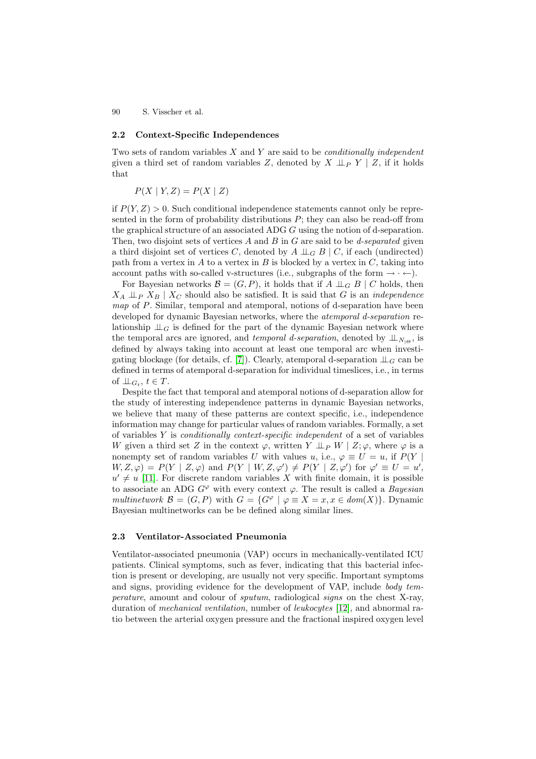### 2.2 Context-Specific Independences

Two sets of random variables $X$ and $Y$ are said to be *conditionally independent* given a third set of random variables $Z$, denoted by $X \perp\!\!\!\perp_P Y \mid Z$, if it holds that

$$P(X \mid Y, Z) = P(X \mid Z)$$

if $P(Y, Z) > 0$. Such conditional independence statements cannot only be represented in the form of probability distributions $P$; they can also be read-off from the graphical structure of an associated ADG $G$ using the notion of d-separation. Then, two disjoint sets of vertices $A$ and $B$ in $G$ are said to be *d-separated* given a third disjoint set of vertices $C$, denoted by $A \perp\!\!\!\perp_G B \mid C$, if each (undirected) path from a vertex in $A$ to a vertex in $B$ is blocked by a vertex in $C$, taking into account paths with so-called v-structures (i.e., subgraphs of the form $\rightarrow \cdot \leftarrow$).

For Bayesian networks $\mathcal{B} = (G, P)$, it holds that if $A \perp\!\!\!\perp_G B \mid C$ holds, then $X_A \perp\!\!\!\perp_P X_B \mid X_C$ should also be satisfied. It is said that $G$ is an *independence map* of $P$. Similar, temporal and atemporal, notions of d-separation have been developed for dynamic Bayesian networks, where the *atemporal d-separation* relationship $\perp\!\!\!\perp_G$ is defined for the part of the dynamic Bayesian network where the temporal arcs are ignored, and *temporal d-separation*, denoted by $\perp\!\!\!\perp_{N_{|\Theta}}$, is defined by always taking into account at least one temporal arc when investigating blockage (for details, cf. [7]). Clearly, atemporal d-separation $\perp\!\!\!\perp_G$ can be defined in terms of atemporal d-separation for individual timeslices, i.e., in terms of $\perp\!\!\!\perp_{G_t}$, $t \in T$.

Despite the fact that temporal and atemporal notions of d-separation allow for the study of interesting independence patterns in dynamic Bayesian networks, we believe that many of these patterns are context specific, i.e., independence information may change for particular values of random variables. Formally, a set of variables $Y$ is *conditionally context-specific independent* of a set of variables $W$ given a third set $Z$ in the context $\varphi$, written $Y \perp\!\!\!\perp_P W \mid Z; \varphi$, where $\varphi$ is a nonempty set of random variables $U$ with values $u$, i.e., $\varphi \equiv U = u$, if $P(Y \mid W, Z, \varphi) = P(Y \mid Z, \varphi)$ and $P(Y \mid W, Z, \varphi') \neq P(Y \mid Z, \varphi')$ for $\varphi' \equiv U = u'$, $u' \neq u$ [11]. For discrete random variables $X$ with finite domain, it is possible to associate an ADG $G^{\varphi}$ with every context $\varphi$. The result is called a *Bayesian multinetwork* $\mathcal{B} = (G, P)$ with $G = \{G^{\varphi} \mid \varphi \equiv X = x, x \in dom(X)\}$. Dynamic Bayesian multinetworks can be be defined along similar lines.

### 2.3 Ventilator-Associated Pneumonia

Ventilator-associated pneumonia (VAP) occurs in mechanically-ventilated ICU patients. Clinical symptoms, such as fever, indicating that this bacterial infection is present or developing, are usually not very specific. Important symptoms and signs, providing evidence for the development of VAP, include *body temperature*, amount and colour of *sputum*, radiological *signs* on the chest X-ray, duration of *mechanical ventilation*, number of *leukocytes* [12], and abnormal ratio between the arterial oxygen pressure and the fractional inspired oxygen level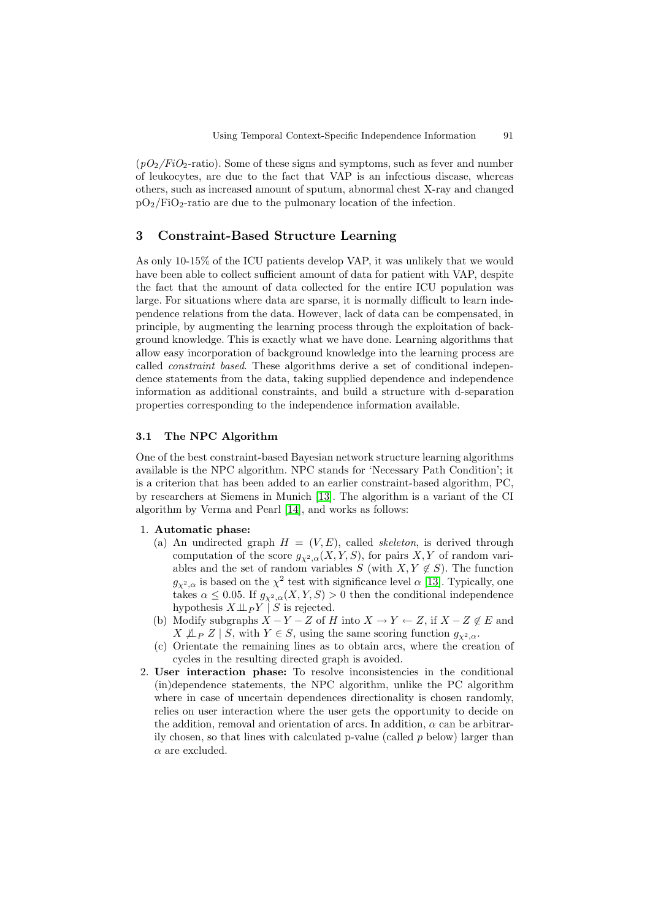($pO_2/FiO_2$-ratio). Some of these signs and symptoms, such as fever and number of leukocytes, are due to the fact that VAP is an infectious disease, whereas others, such as increased amount of sputum, abnormal chest X-ray and changed $pO_2/FiO_2$-ratio are due to the pulmonary location of the infection.

## 3 Constraint-Based Structure Learning

As only 10-15% of the ICU patients develop VAP, it was unlikely that we would have been able to collect sufficient amount of data for patient with VAP, despite the fact that the amount of data collected for the entire ICU population was large. For situations where data are sparse, it is normally difficult to learn independence relations from the data. However, lack of data can be compensated, in principle, by augmenting the learning process through the exploitation of background knowledge. This is exactly what we have done. Learning algorithms that allow easy incorporation of background knowledge into the learning process are called *constraint based*. These algorithms derive a set of conditional independence statements from the data, taking supplied dependence and independence information as additional constraints, and build a structure with d-separation properties corresponding to the independence information available.

### 3.1 The NPC Algorithm

One of the best constraint-based Bayesian network structure learning algorithms available is the NPC algorithm. NPC stands for 'Necessary Path Condition'; it is a criterion that has been added to an earlier constraint-based algorithm, PC, by researchers at Siemens in Munich [13]. The algorithm is a variant of the CI algorithm by Verma and Pearl [14], and works as follows:

1. **Automatic phase:**
   (a) An undirected graph $H = (V, E)$, called *skeleton*, is derived through computation of the score $g_{\chi^2,\alpha}(X, Y, S)$, for pairs $X, Y$ of random variables and the set of random variables $S$ (with $X, Y \notin S$). The function $g_{\chi^2,\alpha}$ is based on the $\chi^2$ test with significance level $\alpha$ [13]. Typically, one takes $\alpha \leq 0.05$. If $g_{\chi^2,\alpha}(X, Y, S) > 0$ then the conditional independence hypothesis $X \perp\!\!\!\perp_P Y \mid S$ is rejected.
   (b) Modify subgraphs $X - Y - Z$ of $H$ into $X \rightarrow Y \leftarrow Z$, if $X - Z \notin E$ and $X \not\perp\!\!\!\perp_P Z \mid S$, with $Y \in S$, using the same scoring function $g_{\chi^2,\alpha}$.
   (c) Orientate the remaining lines as to obtain arcs, where the creation of cycles in the resulting directed graph is avoided.
2. **User interaction phase:** To resolve inconsistencies in the conditional (in)dependence statements, the NPC algorithm, unlike the PC algorithm where in case of uncertain dependences directionality is chosen randomly, relies on user interaction where the user gets the opportunity to decide on the addition, removal and orientation of arcs. In addition, $\alpha$ can be arbitrarily chosen, so that lines with calculated p-value (called $p$ below) larger than $\alpha$ are excluded.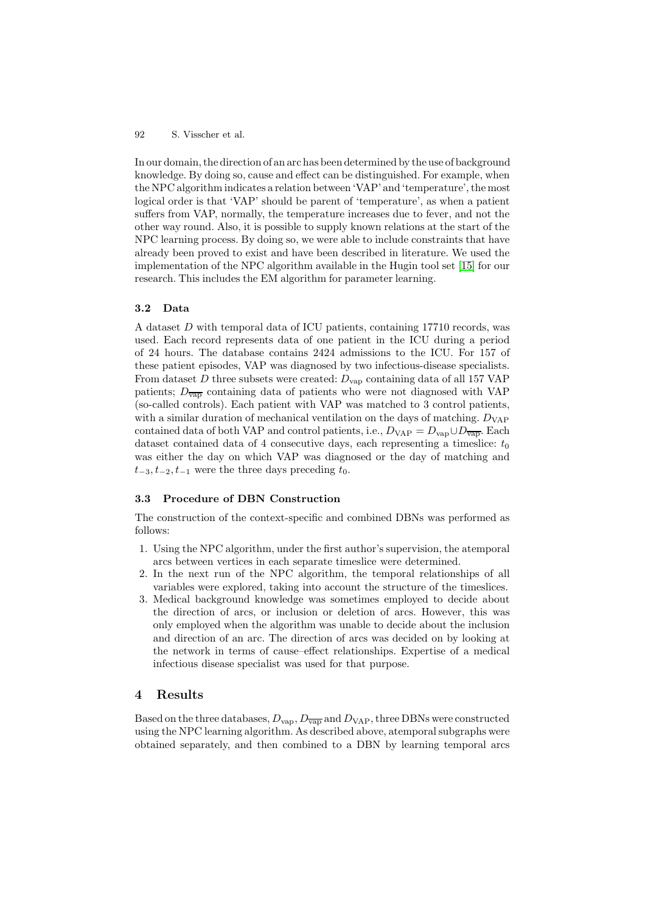In our domain, the direction of an arc has been determined by the use of background knowledge. By doing so, cause and effect can be distinguished. For example, when the NPC algorithm indicates a relation between 'VAP' and 'temperature', the most logical order is that 'VAP' should be parent of 'temperature', as when a patient suffers from VAP, normally, the temperature increases due to fever, and not the other way round. Also, it is possible to supply known relations at the start of the NPC learning process. By doing so, we were able to include constraints that have already been proved to exist and have been described in literature. We used the implementation of the NPC algorithm available in the Hugin tool set [15] for our research. This includes the EM algorithm for parameter learning.

### 3.2 Data

A dataset $D$ with temporal data of ICU patients, containing 17710 records, was used. Each record represents data of one patient in the ICU during a period of 24 hours. The database contains 2424 admissions to the ICU. For 157 of these patient episodes, VAP was diagnosed by two infectious-disease specialists. From dataset $D$ three subsets were created: $D_{\text{vap}}$ containing data of all 157 VAP patients; $D_{\overline{\text{vap}}}$ containing data of patients who were not diagnosed with VAP (so-called controls). Each patient with VAP was matched to 3 control patients, with a similar duration of mechanical ventilation on the days of matching. $D_{\text{VAP}}$ contained data of both VAP and control patients, i.e., $D_{\text{VAP}} = D_{\text{vap}} \cup D_{\overline{\text{vap}}}$. Each dataset contained data of 4 consecutive days, each representing a timeslice: $t_0$ was either the day on which VAP was diagnosed or the day of matching and $t_{-3}, t_{-2}, t_{-1}$ were the three days preceding $t_0$.

### 3.3 Procedure of DBN Construction

The construction of the context-specific and combined DBNs was performed as follows:

1. Using the NPC algorithm, under the first author's supervision, the atemporal arcs between vertices in each separate timeslice were determined.
2. In the next run of the NPC algorithm, the temporal relationships of all variables were explored, taking into account the structure of the timeslices.
3. Medical background knowledge was sometimes employed to decide about the direction of arcs, or inclusion or deletion of arcs. However, this was only employed when the algorithm was unable to decide about the inclusion and direction of an arc. The direction of arcs was decided on by looking at the network in terms of cause–effect relationships. Expertise of a medical infectious disease specialist was used for that purpose.

## 4 Results

Based on the three databases, $D_{\text{vap}}$, $D_{\overline{\text{vap}}}$ and $D_{\text{VAP}}$, three DBNs were constructed using the NPC learning algorithm. As described above, atemporal subgraphs were obtained separately, and then combined to a DBN by learning temporal arcs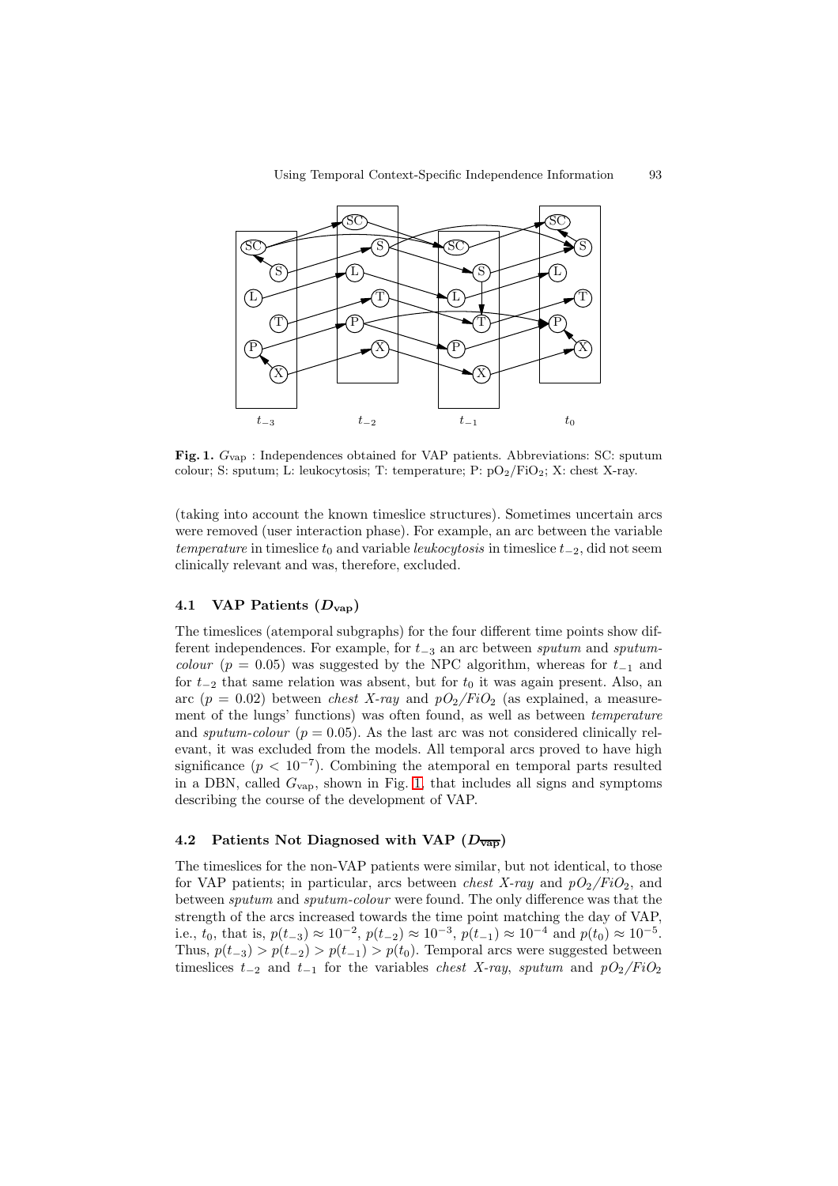SC
SC
SC
SC
S
S
S
S
L
L
L
L
T
T
T
T
P
P
P
P
X
X
X
X

$t_{-3}$

$t_{-2}$

$t_{-1}$

$t_0$

**Fig. 1.** $G_{\text{vap}}$ : Independences obtained for VAP patients. Abbreviations: SC: sputum colour; S: sputum; L: leukocytosis; T: temperature; P: $pO_2/FiO_2$; X: chest X-ray.

(taking into account the known timeslice structures). Sometimes uncertain arcs were removed (user interaction phase). For example, an arc between the variable *temperature* in timeslice $t_0$ and variable *leukocytosis* in timeslice $t_{-2}$, did not seem clinically relevant and was, therefore, excluded.

### 4.1 VAP Patients ($D_{\text{vap}}$)

The timeslices (atemporal subgraphs) for the four different time points show different independences. For example, for $t_{-3}$ an arc between *sputum* and *sputum-colour* ($p = 0.05$) was suggested by the NPC algorithm, whereas for $t_{-1}$ and for $t_{-2}$ that same relation was absent, but for $t_0$ it was again present. Also, an arc ($p = 0.02$) between *chest X-ray* and $pO_2/FiO_2$ (as explained, a measurement of the lungs' functions) was often found, as well as between *temperature* and *sputum-colour* ($p = 0.05$). As the last arc was not considered clinically relevant, it was excluded from the models. All temporal arcs proved to have high significance ($p < 10^{-7}$). Combining the atemporal en temporal parts resulted in a DBN, called $G_{\text{vap}}$, shown in Fig. 1, that includes all signs and symptoms describing the course of the development of VAP.

### 4.2 Patients Not Diagnosed with VAP ($D_{\overline{\text{vap}}}$)

The timeslices for the non-VAP patients were similar, but not identical, to those for VAP patients; in particular, arcs between *chest X-ray* and $pO_2/FiO_2$, and between *sputum* and *sputum-colour* were found. The only difference was that the strength of the arcs increased towards the time point matching the day of VAP, i.e., $t_0$, that is, $p(t_{-3}) \approx 10^{-2}$, $p(t_{-2}) \approx 10^{-3}$, $p(t_{-1}) \approx 10^{-4}$ and $p(t_0) \approx 10^{-5}$. Thus, $p(t_{-3}) > p(t_{-2}) > p(t_{-1}) > p(t_0)$. Temporal arcs were suggested between timeslices $t_{-2}$ and $t_{-1}$ for the variables *chest X-ray*, *sputum* and $pO_2/FiO_2$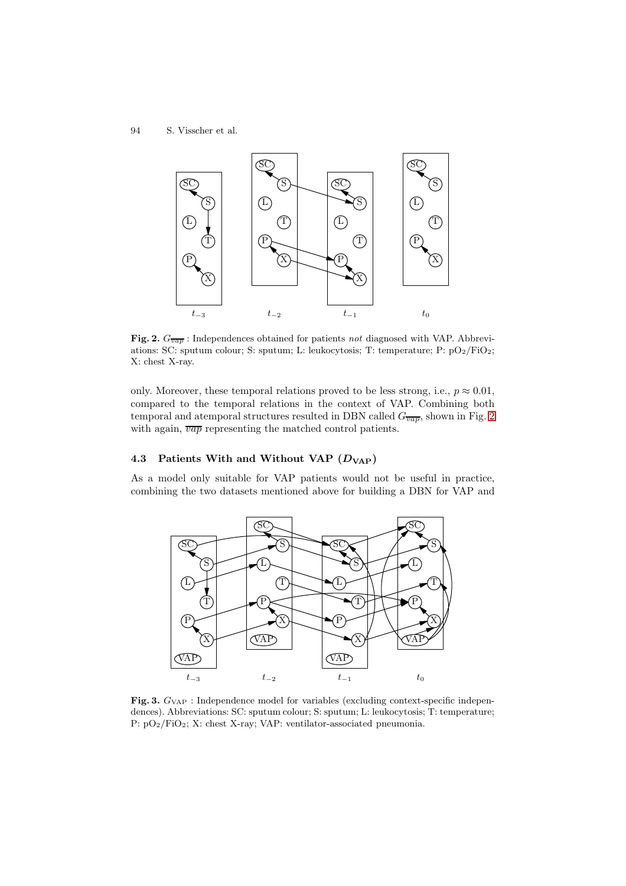$t_{-3}$ $t_{-2}$ $t_{-1}$ $t_0$

SC S L T P X

**Fig. 2.** $G_{\overline{vap}}$ : Independences obtained for patients *not* diagnosed with VAP. Abbreviations: SC: sputum colour; S: sputum; L: leukocytosis; T: temperature; P: $pO_2/FiO_2$; X: chest X-ray.

only. Moreover, these temporal relations proved to be less strong, i.e., $p \approx 0.01$, compared to the temporal relations in the context of VAP. Combining both temporal and atemporal structures resulted in DBN called $G_{\overline{vap}}$, shown in Fig. 2 with again, $\overline{vap}$ representing the matched control patients.

### 4.3 Patients With and Without VAP ($D_{\mathbf{VAP}}$)

As a model only suitable for VAP patients would not be useful in practice, combining the two datasets mentioned above for building a DBN for VAP and

$t_{-3}$ $t_{-2}$ $t_{-1}$ $t_0$

SC S L T P X VAP

**Fig. 3.** $G_{\text{VAP}}$ : Independence model for variables (excluding context-specific independences). Abbreviations: SC: sputum colour; S: sputum; L: leukocytosis; T: temperature; P: $pO_2/FiO_2$; X: chest X-ray; VAP: ventilator-associated pneumonia.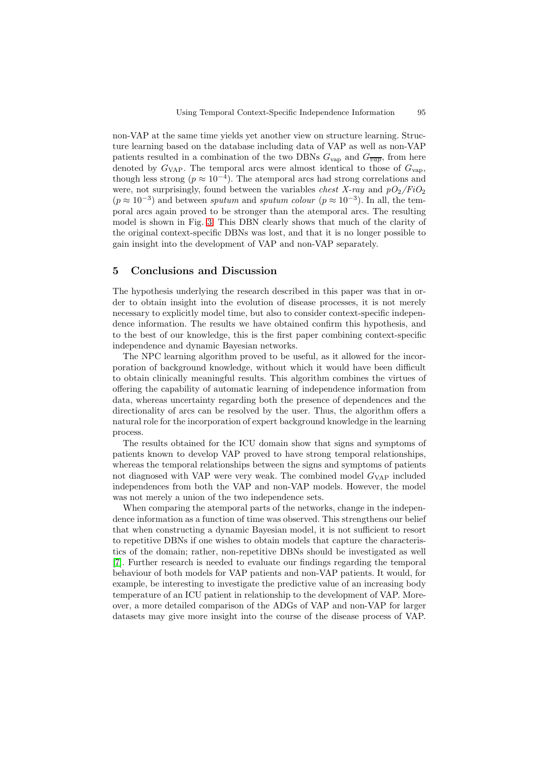non-VAP at the same time yields yet another view on structure learning. Structure learning based on the database including data of VAP as well as non-VAP patients resulted in a combination of the two DBNs $G_{\text{vap}}$ and $G_{\overline{vap}}$, from here denoted by $G_{\text{VAP}}$. The temporal arcs were almost identical to those of $G_{\text{vap}}$, though less strong ($p \approx 10^{-4}$). The atemporal arcs had strong correlations and were, not surprisingly, found between the variables *chest X-ray* and $pO_2/FiO_2$ ($p \approx 10^{-3}$) and between *sputum* and *sputum colour* ($p \approx 10^{-3}$). In all, the temporal arcs again proved to be stronger than the atemporal arcs. The resulting model is shown in Fig. 3. This DBN clearly shows that much of the clarity of the original context-specific DBNs was lost, and that it is no longer possible to gain insight into the development of VAP and non-VAP separately.

## 5 Conclusions and Discussion

The hypothesis underlying the research described in this paper was that in order to obtain insight into the evolution of disease processes, it is not merely necessary to explicitly model time, but also to consider context-specific independence information. The results we have obtained confirm this hypothesis, and to the best of our knowledge, this is the first paper combining context-specific independence and dynamic Bayesian networks.

The NPC learning algorithm proved to be useful, as it allowed for the incorporation of background knowledge, without which it would have been difficult to obtain clinically meaningful results. This algorithm combines the virtues of offering the capability of automatic learning of independence information from data, whereas uncertainty regarding both the presence of dependences and the directionality of arcs can be resolved by the user. Thus, the algorithm offers a natural role for the incorporation of expert background knowledge in the learning process.

The results obtained for the ICU domain show that signs and symptoms of patients known to develop VAP proved to have strong temporal relationships, whereas the temporal relationships between the signs and symptoms of patients not diagnosed with VAP were very weak. The combined model $G_{\text{VAP}}$ included independences from both the VAP and non-VAP models. However, the model was not merely a union of the two independence sets.

When comparing the atemporal parts of the networks, change in the independence information as a function of time was observed. This strengthens our belief that when constructing a dynamic Bayesian model, it is not sufficient to resort to repetitive DBNs if one wishes to obtain models that capture the characteristics of the domain; rather, non-repetitive DBNs should be investigated as well [7]. Further research is needed to evaluate our findings regarding the temporal behaviour of both models for VAP patients and non-VAP patients. It would, for example, be interesting to investigate the predictive value of an increasing body temperature of an ICU patient in relationship to the development of VAP. Moreover, a more detailed comparison of the ADGs of VAP and non-VAP for larger datasets may give more insight into the course of the disease process of VAP.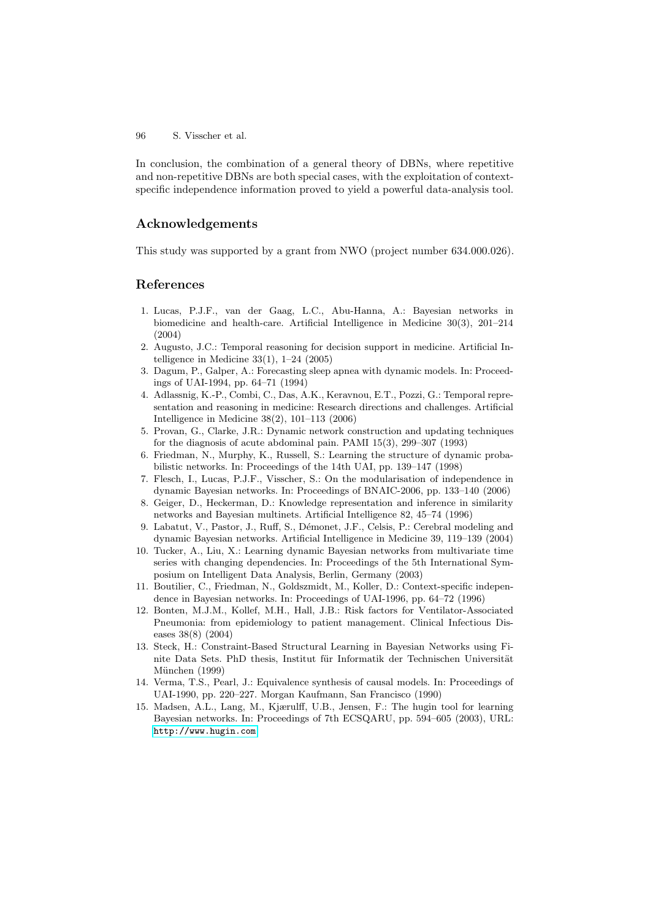In conclusion, the combination of a general theory of DBNs, where repetitive and non-repetitive DBNs are both special cases, with the exploitation of context-specific independence information proved to yield a powerful data-analysis tool.

## Acknowledgements

This study was supported by a grant from NWO (project number 634.000.026).

## References

1. Lucas, P.J.F., van der Gaag, L.C., Abu-Hanna, A.: Bayesian networks in biomedicine and health-care. Artificial Intelligence in Medicine 30(3), 201–214 (2004)
2. Augusto, J.C.: Temporal reasoning for decision support in medicine. Artificial Intelligence in Medicine 33(1), 1–24 (2005)
3. Dagum, P., Galper, A.: Forecasting sleep apnea with dynamic models. In: Proceedings of UAI-1994, pp. 64–71 (1994)
4. Adlassnig, K.-P., Combi, C., Das, A.K., Keravnou, E.T., Pozzi, G.: Temporal representation and reasoning in medicine: Research directions and challenges. Artificial Intelligence in Medicine 38(2), 101–113 (2006)
5. Provan, G., Clarke, J.R.: Dynamic network construction and updating techniques for the diagnosis of acute abdominal pain. PAMI 15(3), 299–307 (1993)
6. Friedman, N., Murphy, K., Russell, S.: Learning the structure of dynamic probabilistic networks. In: Proceedings of the 14th UAI, pp. 139–147 (1998)
7. Flesch, I., Lucas, P.J.F., Visscher, S.: On the modularisation of independence in dynamic Bayesian networks. In: Proceedings of BNAIC-2006, pp. 133–140 (2006)
8. Geiger, D., Heckerman, D.: Knowledge representation and inference in similarity networks and Bayesian multinets. Artificial Intelligence 82, 45–74 (1996)
9. Labatut, V., Pastor, J., Ruff, S., Démonet, J.F., Celsis, P.: Cerebral modeling and dynamic Bayesian networks. Artificial Intelligence in Medicine 39, 119–139 (2004)
10. Tucker, A., Liu, X.: Learning dynamic Bayesian networks from multivariate time series with changing dependencies. In: Proceedings of the 5th International Symposium on Intelligent Data Analysis, Berlin, Germany (2003)
11. Boutilier, C., Friedman, N., Goldszmidt, M., Koller, D.: Context-specific independence in Bayesian networks. In: Proceedings of UAI-1996, pp. 64–72 (1996)
12. Bonten, M.J.M., Kollef, M.H., Hall, J.B.: Risk factors for Ventilator-Associated Pneumonia: from epidemiology to patient management. Clinical Infectious Diseases 38(8) (2004)
13. Steck, H.: Constraint-Based Structural Learning in Bayesian Networks using Finite Data Sets. PhD thesis, Institut für Informatik der Technischen Universität München (1999)
14. Verma, T.S., Pearl, J.: Equivalence synthesis of causal models. In: Proceedings of UAI-1990, pp. 220–227. Morgan Kaufmann, San Francisco (1990)
15. Madsen, A.L., Lang, M., Kjærulff, U.B., Jensen, F.: The hugin tool for learning Bayesian networks. In: Proceedings of 7th ECSQARU, pp. 594–605 (2003), URL: http://www.hugin.com